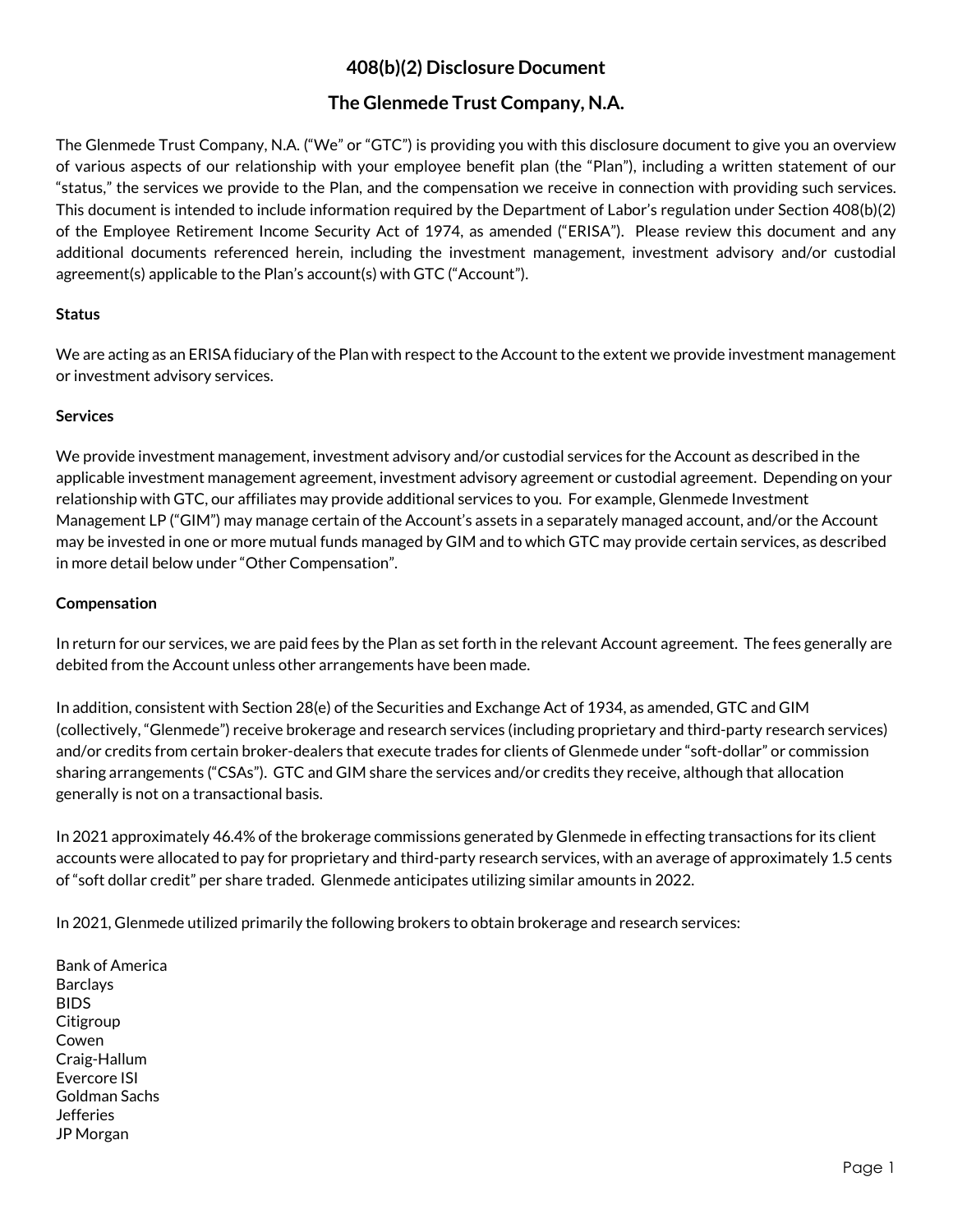# 408(b)(2) Disclosure Document

## The Glenmede Trust Company, N.A.

The Glenmede Trust Company, N.A. ("We" or "GTC") is providing you with this disclosure document to give you an overview of various aspects of our relationship with your employee benefit plan (the "Plan"), including a written statement of our "status," the services we provide to the Plan, and the compensation we receive in connection with providing such services. This document is intended to include information required by the Department of Labor's regulation under Section 408(b)(2) of the Employee Retirement Income Security Act of 1974, as amended ("ERISA"). Please review this document and any additional documents referenced herein, including the investment management, investment advisory and/or custodial agreement(s) applicable to the Plan's account(s) with GTC ("Account").

**Status**

We are acting as an ERISA fiduciary of the Plan with respect to the Account to the extent we provide investment management or investment advisory services.

**Services**

We provide investment management, investment advisory and/or custodial services for the Account as described in the applicable investment management agreement, investment advisory agreement or custodial agreement. Depending on your relationship with GTC, our affiliates may provide additional services to you. For example, Glenmede Investment Management LP ("GIM") may manage certain of the Account's assets in a separately managed account, and/or the Account may be invested in one or more mutual funds managed by GIM and to which GTC may provide certain services, as described in more detail below under "Other Compensation".

**Compensation**

In return for our services, we are paid fees by the Plan as set forth in the relevant Account agreement. The fees generally are debited from the Account unless other arrangements have been made.

In addition, consistent with Section 28(e) of the Securities and Exchange Act of 1934, as amended, GTC and GIM (collectively, "Glenmede") receive brokerage and research services (including proprietary and third-party research services) and/or credits from certain broker-dealers that execute trades for clients of Glenmede under "soft-dollar" or commission sharing arrangements ("CSAs"). GTC and GIM share the services and/or credits they receive, although that allocation generally is not on a transactional basis.

In 2021 approximately 46.4% of the brokerage commissions generated by Glenmede in effecting transactions for its client accounts were allocated to pay for proprietary and third-party research services, with an average of approximately 1.5 cents of "soft dollar credit" per share traded. Glenmede anticipates utilizing similar amounts in 2022.

In 2021, Glenmede utilized primarily the following brokers to obtain brokerage and research services:

Bank of America
Barclays
BIDS
Citigroup
Cowen
Craig-Hallum
Evercore ISI
Goldman Sachs
Jefferies
JP Morgan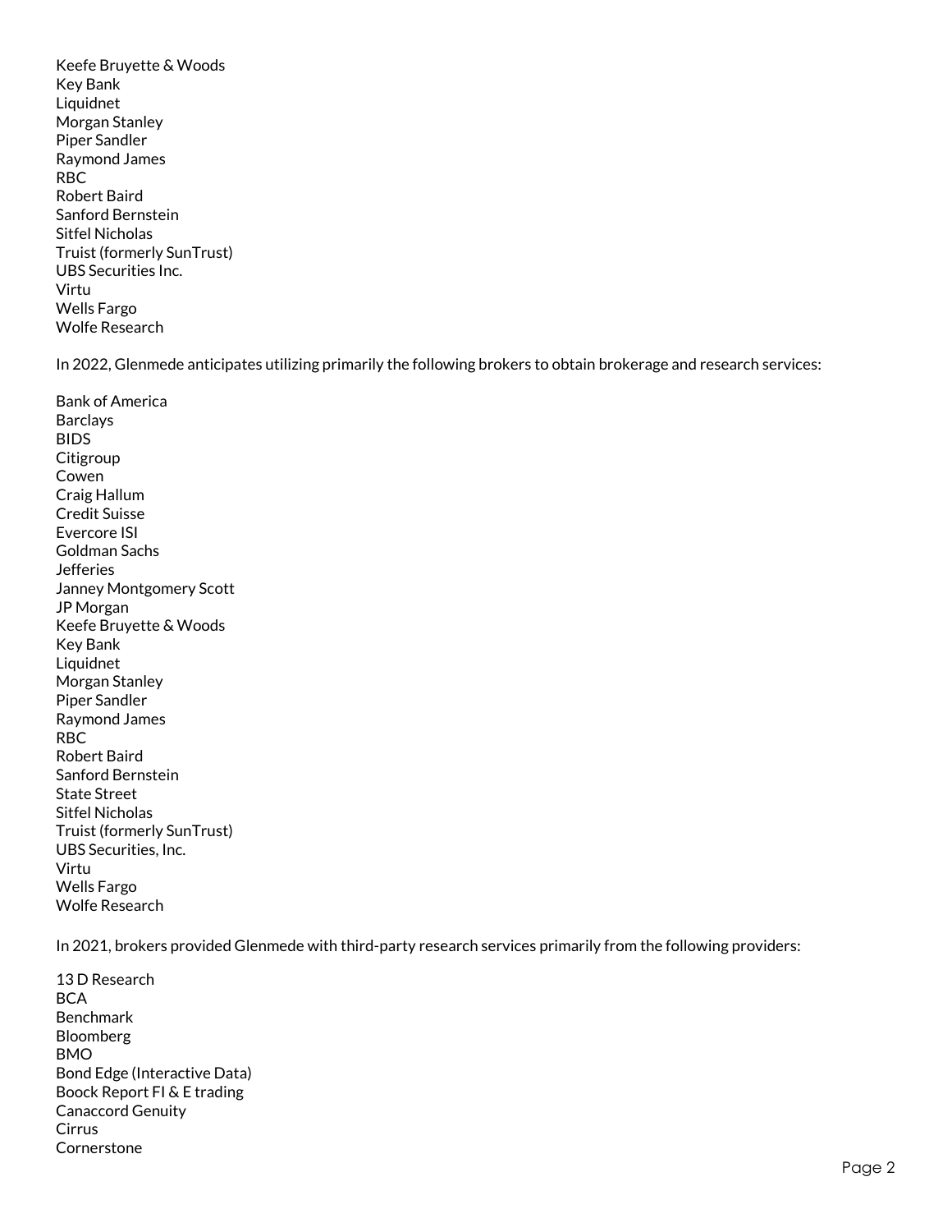Keefe Bruyette & Woods
Key Bank
Liquidnet
Morgan Stanley
Piper Sandler
Raymond James
RBC
Robert Baird
Sanford Bernstein
Sitfel Nicholas
Truist (formerly SunTrust)
UBS Securities Inc.
Virtu
Wells Fargo
Wolfe Research

In 2022, Glenmede anticipates utilizing primarily the following brokers to obtain brokerage and research services:

Bank of America
Barclays
BIDS
Citigroup
Cowen
Craig Hallum
Credit Suisse
Evercore ISI
Goldman Sachs
Jefferies
Janney Montgomery Scott
JP Morgan
Keefe Bruyette & Woods
Key Bank
Liquidnet
Morgan Stanley
Piper Sandler
Raymond James
RBC
Robert Baird
Sanford Bernstein
State Street
Sitfel Nicholas
Truist (formerly SunTrust)
UBS Securities, Inc.
Virtu
Wells Fargo
Wolfe Research

In 2021, brokers provided Glenmede with third-party research services primarily from the following providers:

13 D Research
BCA
Benchmark
Bloomberg
BMO
Bond Edge (Interactive Data)
Boock Report FI & E trading
Canaccord Genuity
Cirrus
Cornerstone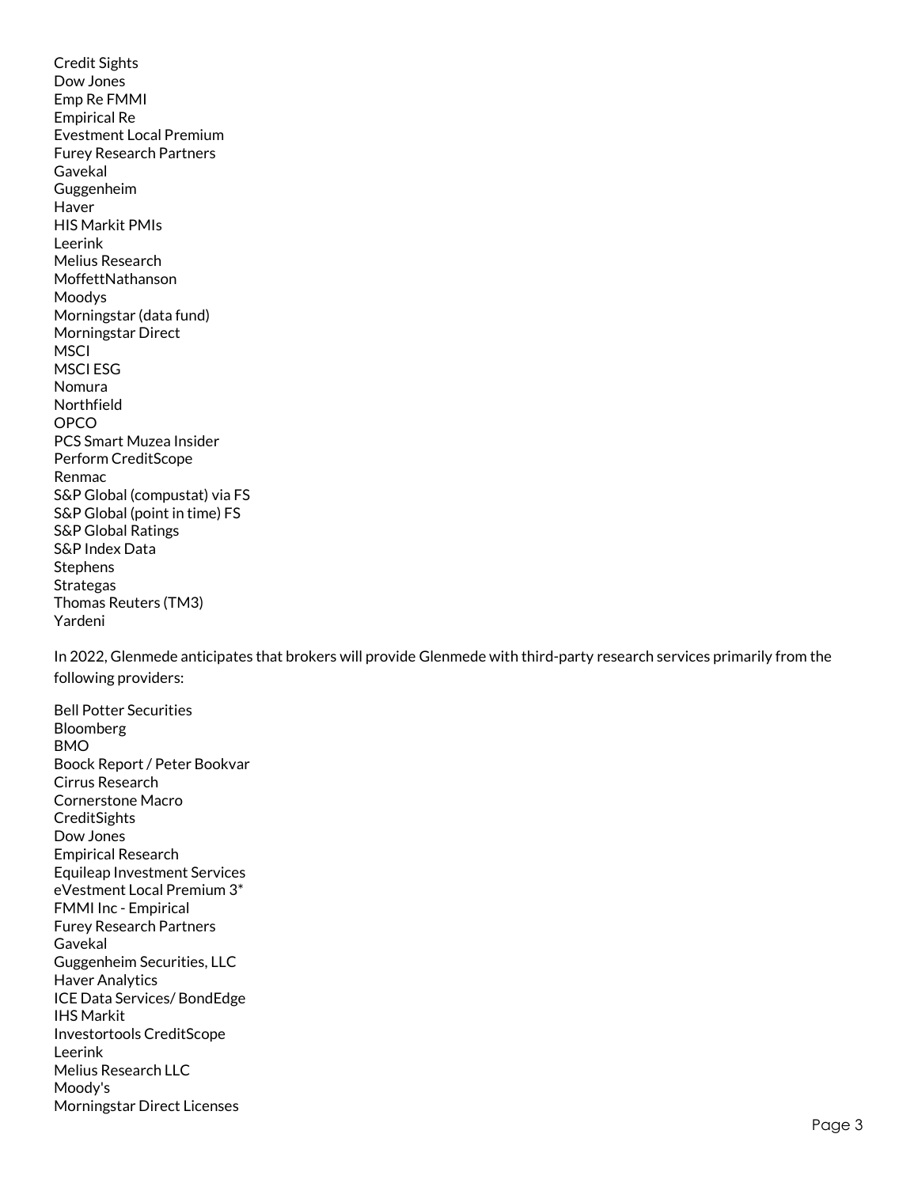Credit Sights
Dow Jones
Emp Re FMMI
Empirical Re
Evestment Local Premium
Furey Research Partners
Gavekal
Guggenheim
Haver
HIS Markit PMIs
Leerink
Melius Research
MoffettNathanson
Moodys
Morningstar (data fund)
Morningstar Direct
MSCI
MSCI ESG
Nomura
Northfield
OPCO
PCS Smart Muzea Insider
Perform CreditScope
Renmac
S&P Global (compustat) via FS
S&P Global (point in time) FS
S&P Global Ratings
S&P Index Data
Stephens
Strategas
Thomas Reuters (TM3)
Yardeni

In 2022, Glenmede anticipates that brokers will provide Glenmede with third-party research services primarily from the following providers:

Bell Potter Securities
Bloomberg
BMO
Boock Report / Peter Bookvar
Cirrus Research
Cornerstone Macro
CreditSights
Dow Jones
Empirical Research
Equileap Investment Services
eVestment Local Premium 3*
FMMI Inc - Empirical
Furey Research Partners
Gavekal
Guggenheim Securities, LLC
Haver Analytics
ICE Data Services/ BondEdge
IHS Markit
Investortools CreditScope
Leerink
Melius Research LLC
Moody's
Morningstar Direct Licenses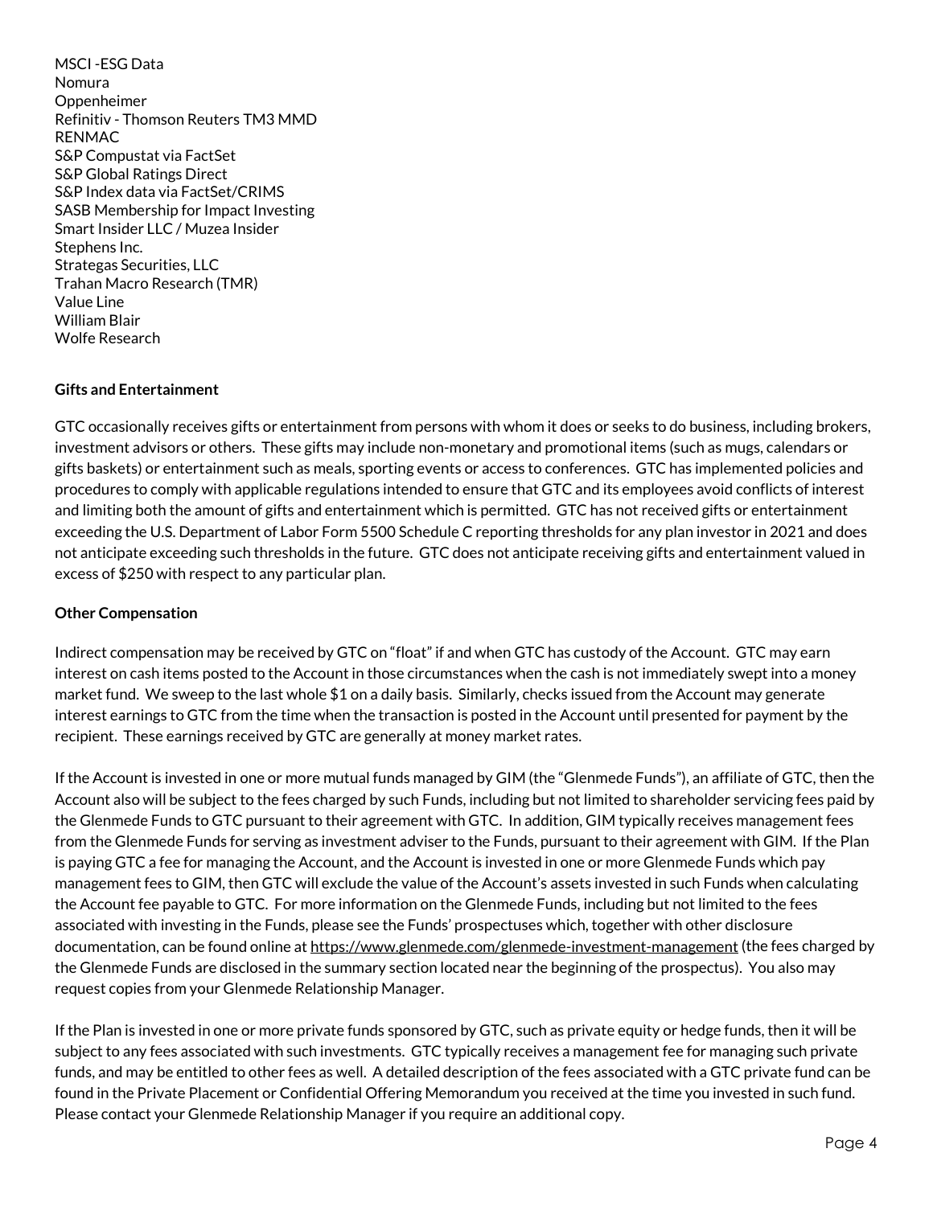MSCI -ESG Data
Nomura
Oppenheimer
Refinitiv - Thomson Reuters TM3 MMD
RENMAC
S&P Compustat via FactSet
S&P Global Ratings Direct
S&P Index data via FactSet/CRIMS
SASB Membership for Impact Investing
Smart Insider LLC / Muzea Insider
Stephens Inc.
Strategas Securities, LLC
Trahan Macro Research (TMR)
Value Line
William Blair
Wolfe Research

**Gifts and Entertainment**

GTC occasionally receives gifts or entertainment from persons with whom it does or seeks to do business, including brokers, investment advisors or others. These gifts may include non-monetary and promotional items (such as mugs, calendars or gifts baskets) or entertainment such as meals, sporting events or access to conferences. GTC has implemented policies and procedures to comply with applicable regulations intended to ensure that GTC and its employees avoid conflicts of interest and limiting both the amount of gifts and entertainment which is permitted. GTC has not received gifts or entertainment exceeding the U.S. Department of Labor Form 5500 Schedule C reporting thresholds for any plan investor in 2021 and does not anticipate exceeding such thresholds in the future. GTC does not anticipate receiving gifts and entertainment valued in excess of $250 with respect to any particular plan.

**Other Compensation**

Indirect compensation may be received by GTC on "float" if and when GTC has custody of the Account. GTC may earn interest on cash items posted to the Account in those circumstances when the cash is not immediately swept into a money market fund. We sweep to the last whole $1 on a daily basis. Similarly, checks issued from the Account may generate interest earnings to GTC from the time when the transaction is posted in the Account until presented for payment by the recipient. These earnings received by GTC are generally at money market rates.

If the Account is invested in one or more mutual funds managed by GIM (the "Glenmede Funds"), an affiliate of GTC, then the Account also will be subject to the fees charged by such Funds, including but not limited to shareholder servicing fees paid by the Glenmede Funds to GTC pursuant to their agreement with GTC. In addition, GIM typically receives management fees from the Glenmede Funds for serving as investment adviser to the Funds, pursuant to their agreement with GIM. If the Plan is paying GTC a fee for managing the Account, and the Account is invested in one or more Glenmede Funds which pay management fees to GIM, then GTC will exclude the value of the Account's assets invested in such Funds when calculating the Account fee payable to GTC. For more information on the Glenmede Funds, including but not limited to the fees associated with investing in the Funds, please see the Funds' prospectuses which, together with other disclosure documentation, can be found online at https://www.glenmede.com/glenmede-investment-management (the fees charged by the Glenmede Funds are disclosed in the summary section located near the beginning of the prospectus). You also may request copies from your Glenmede Relationship Manager.

If the Plan is invested in one or more private funds sponsored by GTC, such as private equity or hedge funds, then it will be subject to any fees associated with such investments. GTC typically receives a management fee for managing such private funds, and may be entitled to other fees as well. A detailed description of the fees associated with a GTC private fund can be found in the Private Placement or Confidential Offering Memorandum you received at the time you invested in such fund. Please contact your Glenmede Relationship Manager if you require an additional copy.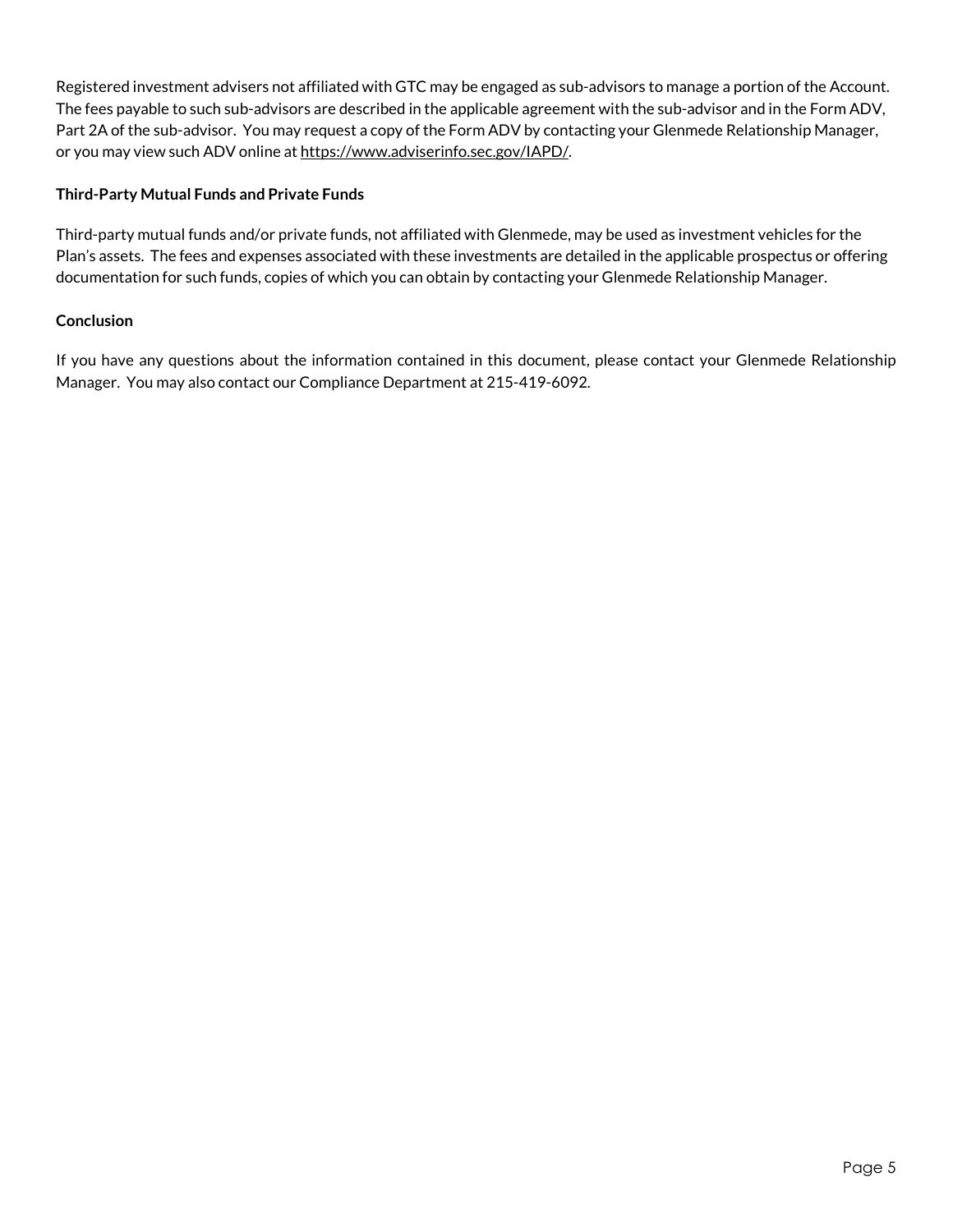Registered investment advisers not affiliated with GTC may be engaged as sub-advisors to manage a portion of the Account. The fees payable to such sub-advisors are described in the applicable agreement with the sub-advisor and in the Form ADV, Part 2A of the sub-advisor. You may request a copy of the Form ADV by contacting your Glenmede Relationship Manager, or you may view such ADV online at https://www.adviserinfo.sec.gov/IAPD/.

**Third-Party Mutual Funds and Private Funds**

Third-party mutual funds and/or private funds, not affiliated with Glenmede, may be used as investment vehicles for the Plan's assets. The fees and expenses associated with these investments are detailed in the applicable prospectus or offering documentation for such funds, copies of which you can obtain by contacting your Glenmede Relationship Manager.

**Conclusion**

If you have any questions about the information contained in this document, please contact your Glenmede Relationship Manager. You may also contact our Compliance Department at 215-419-6092.